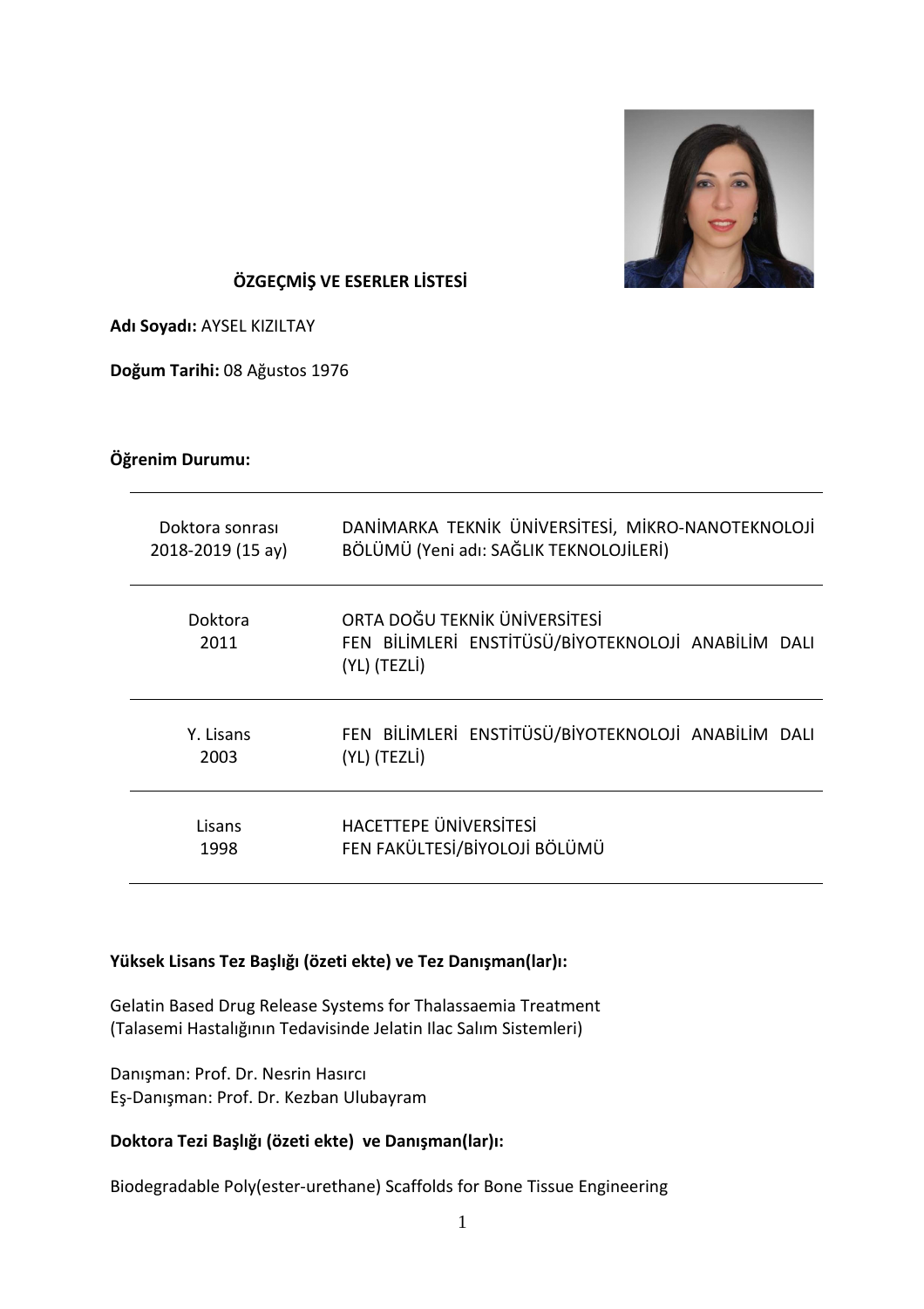## ÖZGEÇMİŞ VE ESERLER LİSTESİ

**Adı Soyadı:** AYSEL KIZILTAY

**Doğum Tarihi:** 08 Ağustos 1976

**Öğrenim Durumu:**

| | |
|---|---|
| Doktora sonrası 2018-2019 (15 ay) | DANİMARKA TEKNİK ÜNİVERSİTESİ, MİKRO-NANOTEKNOLOJİ BÖLÜMÜ (Yeni adı: SAĞLIK TEKNOLOJİLERİ) |
| Doktora 2011 | ORTA DOĞU TEKNİK ÜNİVERSİTESİ FEN BİLİMLERİ ENSTİTÜSÜ/BİYOTEKNOLOJİ ANABİLİM DALI (YL) (TEZLİ) |
| Y. Lisans 2003 | FEN BİLİMLERİ ENSTİTÜSÜ/BİYOTEKNOLOJİ ANABİLİM DALI (YL) (TEZLİ) |
| Lisans 1998 | HACETTEPE ÜNİVERSİTESİ FEN FAKÜLTESİ/BİYOLOJİ BÖLÜMÜ |

**Yüksek Lisans Tez Başlığı (özeti ekte) ve Tez Danışman(lar)ı:**

Gelatin Based Drug Release Systems for Thalassaemia Treatment
(Talasemi Hastalığının Tedavisinde Jelatin Ilac Salım Sistemleri)

Danışman: Prof. Dr. Nesrin Hasırcı
Eş-Danışman: Prof. Dr. Kezban Ulubayram

**Doktora Tezi Başlığı (özeti ekte) ve Danışman(lar)ı:**

Biodegradable Poly(ester-urethane) Scaffolds for Bone Tissue Engineering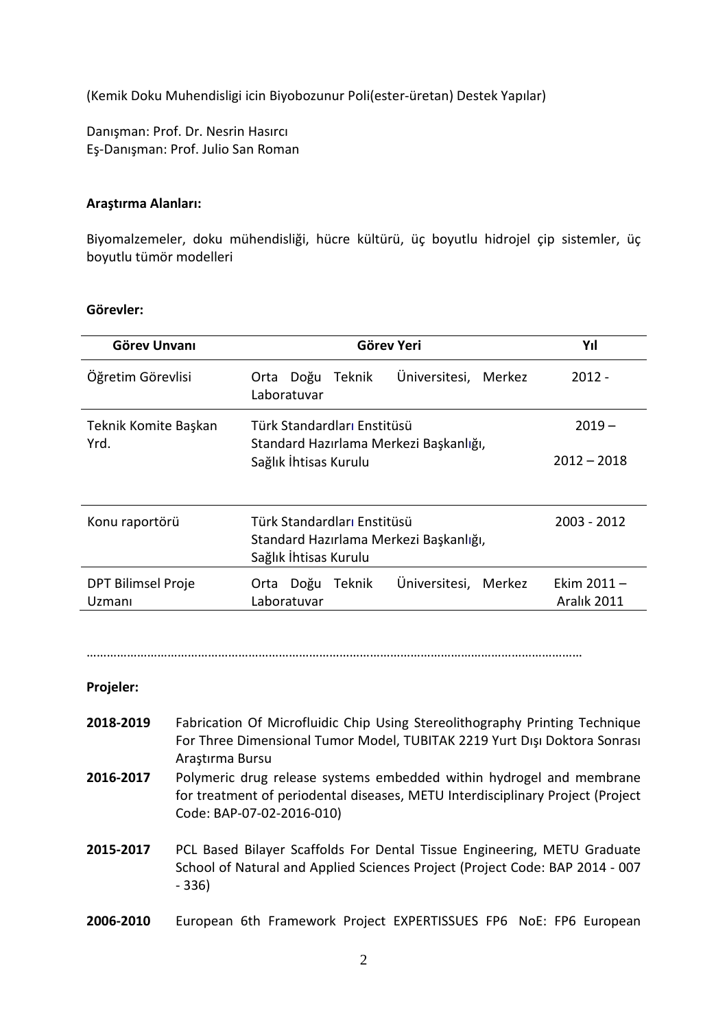(Kemik Doku Muhendisligi icin Biyobozunur Poli(ester-üretan) Destek Yapılar)

Danışman: Prof. Dr. Nesrin Hasırcı
Eş-Danışman: Prof. Julio San Roman

**Araştırma Alanları:**

Biyomalzemeler, doku mühendisliği, hücre kültürü, üç boyutlu hidrojel çip sistemler, üç boyutlu tümör modelleri

**Görevler:**

| Görev Unvanı | Görev Yeri | Yıl |
|---|---|---|
| Öğretim Görevlisi | Orta Doğu Teknik Üniversitesi, Merkez Laboratuvar | 2012 - |
| Teknik Komite Başkan Yrd. | Türk Standardları Enstitüsü Standard Hazırlama Merkezi Başkanlığı, Sağlık İhtisas Kurulu | 2019 – 2012 – 2018 |
| Konu raportörü | Türk Standardları Enstitüsü Standard Hazırlama Merkezi Başkanlığı, Sağlık İhtisas Kurulu | 2003 - 2012 |
| DPT Bilimsel Proje Uzmanı | Orta Doğu Teknik Üniversitesi, Merkez Laboratuvar | Ekim 2011 – Aralık 2011 |

……………………………………………………………………………………………………………………………

**Projeler:**

**2018-2019** Fabrication Of Microfluidic Chip Using Stereolithography Printing Technique For Three Dimensional Tumor Model, TUBITAK 2219 Yurt Dışı Doktora Sonrası Araştırma Bursu

**2016-2017** Polymeric drug release systems embedded within hydrogel and membrane for treatment of periodental diseases, METU Interdisciplinary Project (Project Code: BAP-07-02-2016-010)

**2015-2017** PCL Based Bilayer Scaffolds For Dental Tissue Engineering, METU Graduate School of Natural and Applied Sciences Project (Project Code: BAP 2014 - 007 - 336)

**2006-2010** European 6th Framework Project EXPERTISSUES FP6 NoE: FP6 European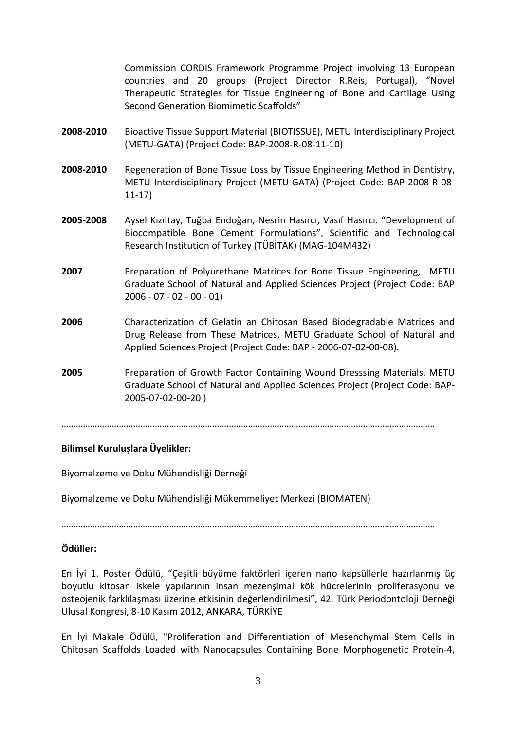Commission CORDIS Framework Programme Project involving 13 European countries and 20 groups (Project Director R.Reis, Portugal), "Novel Therapeutic Strategies for Tissue Engineering of Bone and Cartilage Using Second Generation Biomimetic Scaffolds"

**2008-2010** Bioactive Tissue Support Material (BIOTISSUE), METU Interdisciplinary Project (METU-GATA) (Project Code: BAP-2008-R-08-11-10)

**2008-2010** Regeneration of Bone Tissue Loss by Tissue Engineering Method in Dentistry, METU Interdisciplinary Project (METU-GATA) (Project Code: BAP-2008-R-08-11-17)

**2005-2008** Aysel Kızıltay, Tuğba Endoğan, Nesrin Hasırcı, Vasıf Hasırcı. "Development of Biocompatible Bone Cement Formulations", Scientific and Technological Research Institution of Turkey (TÜBİTAK) (MAG-104M432)

**2007** Preparation of Polyurethane Matrices for Bone Tissue Engineering, METU Graduate School of Natural and Applied Sciences Project (Project Code: BAP 2006 - 07 - 02 - 00 - 01)

**2006** Characterization of Gelatin an Chitosan Based Biodegradable Matrices and Drug Release from These Matrices, METU Graduate School of Natural and Applied Sciences Project (Project Code: BAP - 2006-07-02-00-08).

**2005** Preparation of Growth Factor Containing Wound Dresssing Materials, METU Graduate School of Natural and Applied Sciences Project (Project Code: BAP-2005-07-02-00-20 )

………………………………………………………………………………………………………………………………………

**Bilimsel Kuruluşlara Üyelikler:**

Biyomalzeme ve Doku Mühendisliği Derneği

Biyomalzeme ve Doku Mühendisliği Mükemmeliyet Merkezi (BIOMATEN)

………………………………………………………………………………………………………………………………………

**Ödüller:**

En İyi 1. Poster Ödülü, "Çeşitli büyüme faktörleri içeren nano kapsüllerle hazırlanmış üç boyutlu kitosan iskele yapılarının insan mezenşimal kök hücrelerinin proliferasyonu ve osteojenik farklılaşması üzerine etkisinin değerlendirilmesi", 42. Türk Periodontoloji Derneği Ulusal Kongresi, 8-10 Kasım 2012, ANKARA, TÜRKİYE

En İyi Makale Ödülü, "Proliferation and Differentiation of Mesenchymal Stem Cells in Chitosan Scaffolds Loaded with Nanocapsules Containing Bone Morphogenetic Protein-4,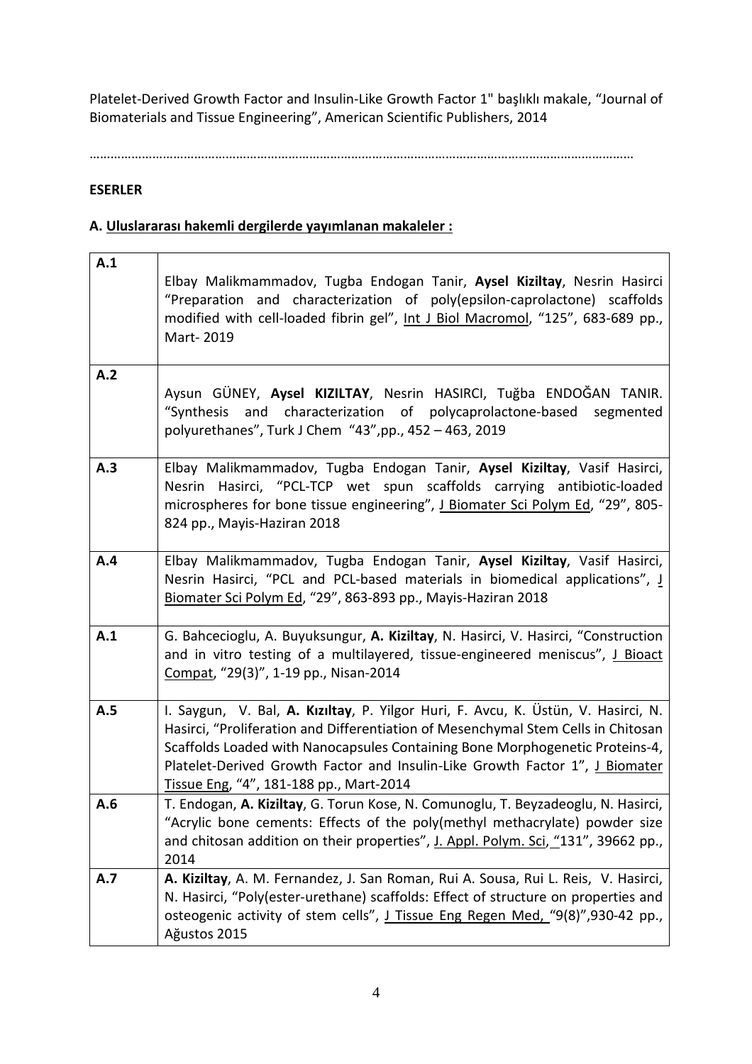Platelet-Derived Growth Factor and Insulin-Like Growth Factor 1" başlıklı makale, "Journal of Biomaterials and Tissue Engineering", American Scientific Publishers, 2014

…………………………………………………………………………………………………………………………………………

**ESERLER**

**A. Uluslararası hakemli dergilerde yayımlanan makaleler :**

| | |
|---|---|
| **A.1** | Elbay Malikmammadov, Tugba Endogan Tanir, **Aysel Kiziltay**, Nesrin Hasirci "Preparation and characterization of poly(epsilon-caprolactone) scaffolds modified with cell-loaded fibrin gel", Int J Biol Macromol, "125", 683-689 pp., Mart- 2019 |
| **A.2** | Aysun GÜNEY, **Aysel KIZILTAY**, Nesrin HASIRCI, Tuğba ENDOĞAN TANIR. "Synthesis and characterization of polycaprolactone-based segmented polyurethanes", Turk J Chem "43",pp., 452 – 463, 2019 |
| **A.3** | Elbay Malikmammadov, Tugba Endogan Tanir, **Aysel Kiziltay**, Vasif Hasirci, Nesrin Hasirci, "PCL-TCP wet spun scaffolds carrying antibiotic-loaded microspheres for bone tissue engineering", J Biomater Sci Polym Ed, "29", 805-824 pp., Mayis-Haziran 2018 |
| **A.4** | Elbay Malikmammadov, Tugba Endogan Tanir, **Aysel Kiziltay**, Vasif Hasirci, Nesrin Hasirci, "PCL and PCL-based materials in biomedical applications", J Biomater Sci Polym Ed, "29", 863-893 pp., Mayis-Haziran 2018 |
| **A.1** | G. Bahcecioglu, A. Buyuksungur, **A. Kiziltay**, N. Hasirci, V. Hasirci, "Construction and in vitro testing of a multilayered, tissue-engineered meniscus", J Bioact Compat, "29(3)", 1-19 pp., Nisan-2014 |
| **A.5** | I. Saygun, V. Bal, **A. Kızıltay**, P. Yilgor Huri, F. Avcu, K. Üstün, V. Hasirci, N. Hasirci, "Proliferation and Differentiation of Mesenchymal Stem Cells in Chitosan Scaffolds Loaded with Nanocapsules Containing Bone Morphogenetic Proteins-4, Platelet-Derived Growth Factor and Insulin-Like Growth Factor 1", J Biomater Tissue Eng, "4", 181-188 pp., Mart-2014 |
| **A.6** | T. Endogan, **A. Kiziltay**, G. Torun Kose, N. Comunoglu, T. Beyzadeoglu, N. Hasirci, "Acrylic bone cements: Effects of the poly(methyl methacrylate) powder size and chitosan addition on their properties", J. Appl. Polym. Sci, "131", 39662 pp., 2014 |
| **A.7** | **A. Kiziltay**, A. M. Fernandez, J. San Roman, Rui A. Sousa, Rui L. Reis, V. Hasirci, N. Hasirci, "Poly(ester-urethane) scaffolds: Effect of structure on properties and osteogenic activity of stem cells", J Tissue Eng Regen Med, "9(8)",930-42 pp., Ağustos 2015 |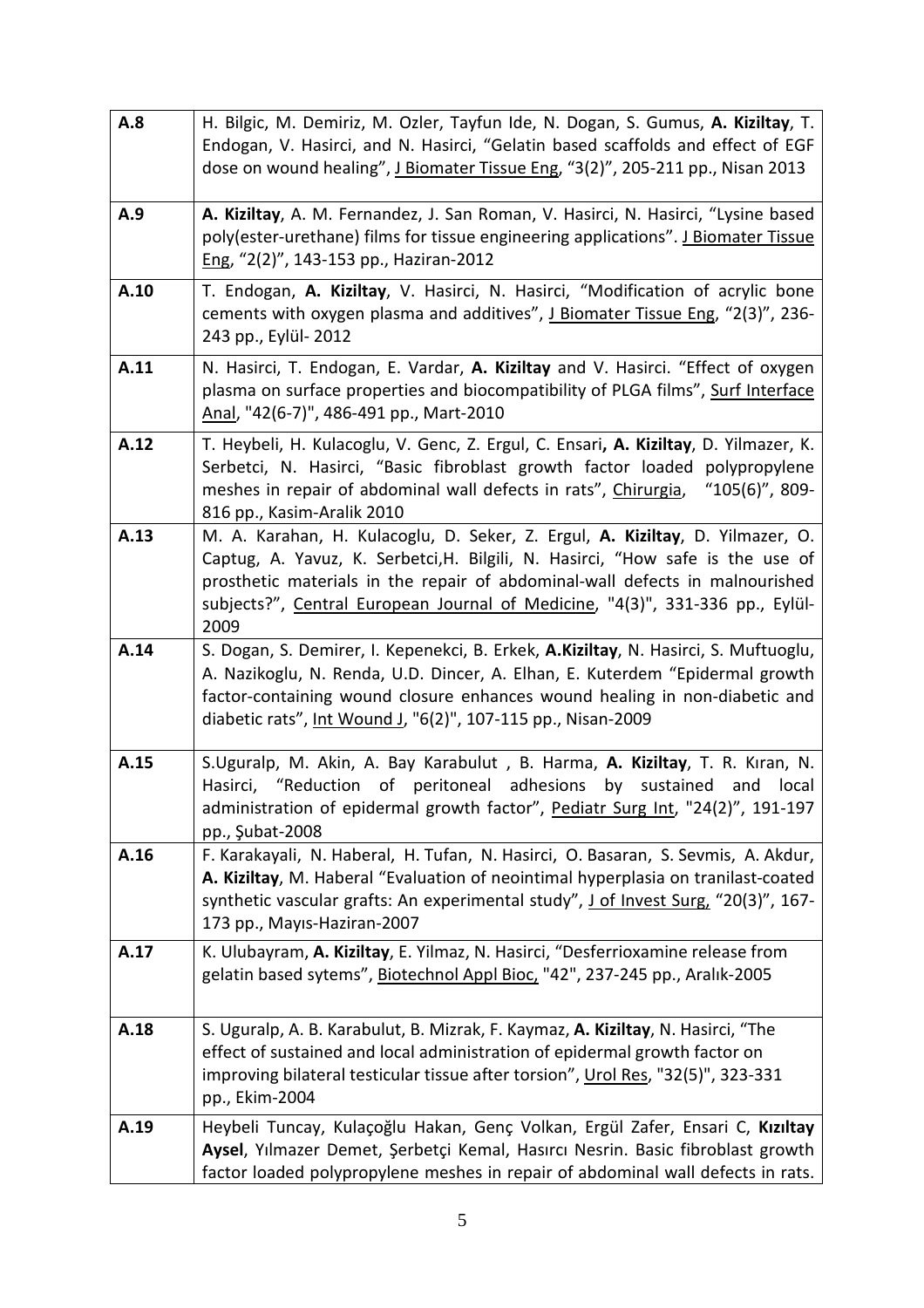| | |
|---|---|
| **A.8** | H. Bilgic, M. Demiriz, M. Ozler, Tayfun Ide, N. Dogan, S. Gumus, **A. Kiziltay**, T. Endogan, V. Hasirci, and N. Hasirci, "Gelatin based scaffolds and effect of EGF dose on wound healing", J Biomater Tissue Eng, "3(2)", 205-211 pp., Nisan 2013 |
| **A.9** | **A. Kiziltay**, A. M. Fernandez, J. San Roman, V. Hasirci, N. Hasirci, "Lysine based poly(ester-urethane) films for tissue engineering applications". J Biomater Tissue Eng, "2(2)", 143-153 pp., Haziran-2012 |
| **A.10** | T. Endogan, **A. Kiziltay**, V. Hasirci, N. Hasirci, "Modification of acrylic bone cements with oxygen plasma and additives", J Biomater Tissue Eng, "2(3)", 236-243 pp., Eylül- 2012 |
| **A.11** | N. Hasirci, T. Endogan, E. Vardar, **A. Kiziltay** and V. Hasirci. "Effect of oxygen plasma on surface properties and biocompatibility of PLGA films", Surf Interface Anal, "42(6-7)", 486-491 pp., Mart-2010 |
| **A.12** | T. Heybeli, H. Kulacoglu, V. Genc, Z. Ergul, C. Ensari**, A. Kiziltay**, D. Yilmazer, K. Serbetci, N. Hasirci, "Basic fibroblast growth factor loaded polypropylene meshes in repair of abdominal wall defects in rats", Chirurgia, "105(6)", 809-816 pp., Kasim-Aralik 2010 |
| **A.13** | M. A. Karahan, H. Kulacoglu, D. Seker, Z. Ergul, **A. Kiziltay**, D. Yilmazer, O. Captug, A. Yavuz, K. Serbetci,H. Bilgili, N. Hasirci, "How safe is the use of prosthetic materials in the repair of abdominal-wall defects in malnourished subjects?", Central European Journal of Medicine, "4(3)", 331-336 pp., Eylül-2009 |
| **A.14** | S. Dogan, S. Demirer, I. Kepenekci, B. Erkek, **A.Kiziltay**, N. Hasirci, S. Muftuoglu, A. Nazikoglu, N. Renda, U.D. Dincer, A. Elhan, E. Kuterdem "Epidermal growth factor-containing wound closure enhances wound healing in non-diabetic and diabetic rats", Int Wound J, "6(2)", 107-115 pp., Nisan-2009 |
| **A.15** | S.Uguralp, M. Akin, A. Bay Karabulut , B. Harma, **A. Kiziltay**, T. R. Kıran, N. Hasirci, "Reduction of peritoneal adhesions by sustained and local administration of epidermal growth factor", Pediatr Surg Int, "24(2)", 191-197 pp., Şubat-2008 |
| **A.16** | F. Karakayali, N. Haberal, H. Tufan, N. Hasirci, O. Basaran, S. Sevmis, A. Akdur, **A. Kiziltay**, M. Haberal "Evaluation of neointimal hyperplasia on tranilast-coated synthetic vascular grafts: An experimental study", J of Invest Surg, "20(3)", 167-173 pp., Mayıs-Haziran-2007 |
| **A.17** | K. Ulubayram, **A. Kiziltay**, E. Yilmaz, N. Hasirci, "Desferrioxamine release from gelatin based sytems", Biotechnol Appl Bioc, "42", 237-245 pp., Aralık-2005 |
| **A.18** | S. Uguralp, A. B. Karabulut, B. Mizrak, F. Kaymaz, **A. Kiziltay**, N. Hasirci, "The effect of sustained and local administration of epidermal growth factor on improving bilateral testicular tissue after torsion", Urol Res, "32(5)", 323-331 pp., Ekim-2004 |
| **A.19** | Heybeli Tuncay, Kulaçoğlu Hakan, Genç Volkan, Ergül Zafer, Ensari C, **Kızıltay Aysel**, Yılmazer Demet, Şerbetçi Kemal, Hasırcı Nesrin. Basic fibroblast growth factor loaded polypropylene meshes in repair of abdominal wall defects in rats. |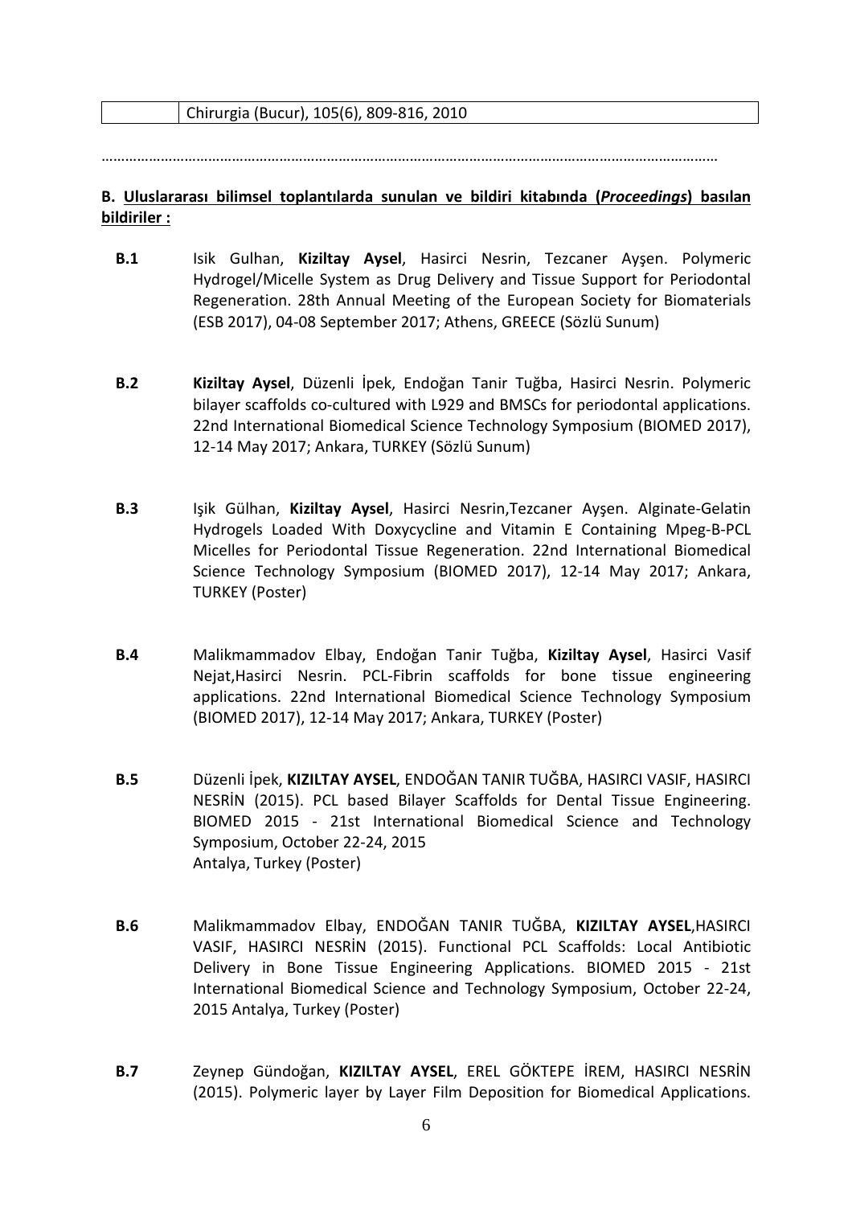| | Chirurgia (Bucur), 105(6), 809-816, 2010 |
|---|---|

……………………………………………………………………………………………………………………………………

**B. Uluslararası bilimsel toplantılarda sunulan ve bildiri kitabında (*Proceedings*) basılan bildiriler :**

**B.1** Isik Gulhan, **Kiziltay Aysel**, Hasirci Nesrin, Tezcaner Ayşen. Polymeric Hydrogel/Micelle System as Drug Delivery and Tissue Support for Periodontal Regeneration. 28th Annual Meeting of the European Society for Biomaterials (ESB 2017), 04-08 September 2017; Athens, GREECE (Sözlü Sunum)

**B.2** **Kiziltay Aysel**, Düzenli İpek, Endoğan Tanir Tuğba, Hasirci Nesrin. Polymeric bilayer scaffolds co-cultured with L929 and BMSCs for periodontal applications. 22nd International Biomedical Science Technology Symposium (BIOMED 2017), 12-14 May 2017; Ankara, TURKEY (Sözlü Sunum)

**B.3** Işik Gülhan, **Kiziltay Aysel**, Hasirci Nesrin,Tezcaner Ayşen. Alginate-Gelatin Hydrogels Loaded With Doxycycline and Vitamin E Containing Mpeg-B-PCL Micelles for Periodontal Tissue Regeneration. 22nd International Biomedical Science Technology Symposium (BIOMED 2017), 12-14 May 2017; Ankara, TURKEY (Poster)

**B.4** Malikmammadov Elbay, Endoğan Tanir Tuğba, **Kiziltay Aysel**, Hasirci Vasif Nejat,Hasirci Nesrin. PCL-Fibrin scaffolds for bone tissue engineering applications. 22nd International Biomedical Science Technology Symposium (BIOMED 2017), 12-14 May 2017; Ankara, TURKEY (Poster)

**B.5** Düzenli İpek, **KIZILTAY AYSEL**, ENDOĞAN TANIR TUĞBA, HASIRCI VASIF, HASIRCI NESRİN (2015). PCL based Bilayer Scaffolds for Dental Tissue Engineering. BIOMED 2015 - 21st International Biomedical Science and Technology Symposium, October 22-24, 2015
Antalya, Turkey (Poster)

**B.6** Malikmammadov Elbay, ENDOĞAN TANIR TUĞBA, **KIZILTAY AYSEL**,HASIRCI VASIF, HASIRCI NESRİN (2015). Functional PCL Scaffolds: Local Antibiotic Delivery in Bone Tissue Engineering Applications. BIOMED 2015 - 21st International Biomedical Science and Technology Symposium, October 22-24, 2015 Antalya, Turkey (Poster)

**B.7** Zeynep Gündoğan, **KIZILTAY AYSEL**, EREL GÖKTEPE İREM, HASIRCI NESRİN (2015). Polymeric layer by Layer Film Deposition for Biomedical Applications.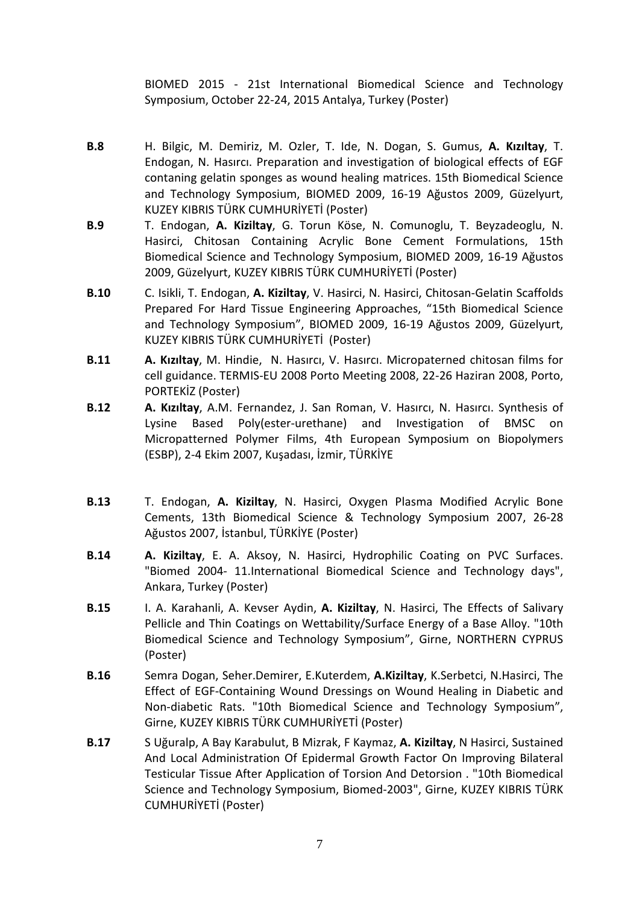BIOMED 2015 - 21st International Biomedical Science and Technology Symposium, October 22-24, 2015 Antalya, Turkey (Poster)

**B.8** H. Bilgic, M. Demiriz, M. Ozler, T. Ide, N. Dogan, S. Gumus, **A. Kızıltay**, T. Endogan, N. Hasırcı. Preparation and investigation of biological effects of EGF contaning gelatin sponges as wound healing matrices. 15th Biomedical Science and Technology Symposium, BIOMED 2009, 16-19 Ağustos 2009, Güzelyurt, KUZEY KIBRIS TÜRK CUMHURİYETİ (Poster)

**B.9** T. Endogan, **A. Kiziltay**, G. Torun Köse, N. Comunoglu, T. Beyzadeoglu, N. Hasirci, Chitosan Containing Acrylic Bone Cement Formulations, 15th Biomedical Science and Technology Symposium, BIOMED 2009, 16-19 Ağustos 2009, Güzelyurt, KUZEY KIBRIS TÜRK CUMHURİYETİ (Poster)

**B.10** C. Isikli, T. Endogan, **A. Kiziltay**, V. Hasirci, N. Hasirci, Chitosan-Gelatin Scaffolds Prepared For Hard Tissue Engineering Approaches, "15th Biomedical Science and Technology Symposium", BIOMED 2009, 16-19 Ağustos 2009, Güzelyurt, KUZEY KIBRIS TÜRK CUMHURİYETİ (Poster)

**B.11** **A. Kızıltay**, M. Hindie, N. Hasırcı, V. Hasırcı. Micropaterned chitosan films for cell guidance. TERMIS-EU 2008 Porto Meeting 2008, 22-26 Haziran 2008, Porto, PORTEKİZ (Poster)

**B.12** **A. Kızıltay**, A.M. Fernandez, J. San Roman, V. Hasırcı, N. Hasırcı. Synthesis of Lysine Based Poly(ester-urethane) and Investigation of BMSC on Micropatterned Polymer Films, 4th European Symposium on Biopolymers (ESBP), 2-4 Ekim 2007, Kuşadası, İzmir, TÜRKİYE

**B.13** T. Endogan, **A. Kiziltay**, N. Hasirci, Oxygen Plasma Modified Acrylic Bone Cements, 13th Biomedical Science & Technology Symposium 2007, 26-28 Ağustos 2007, İstanbul, TÜRKİYE (Poster)

**B.14** **A. Kiziltay**, E. A. Aksoy, N. Hasirci, Hydrophilic Coating on PVC Surfaces. "Biomed 2004- 11.International Biomedical Science and Technology days", Ankara, Turkey (Poster)

**B.15** I. A. Karahanli, A. Kevser Aydin, **A. Kiziltay**, N. Hasirci, The Effects of Salivary Pellicle and Thin Coatings on Wettability/Surface Energy of a Base Alloy. "10th Biomedical Science and Technology Symposium", Girne, NORTHERN CYPRUS (Poster)

**B.16** Semra Dogan, Seher.Demirer, E.Kuterdem, **A.Kiziltay**, K.Serbetci, N.Hasirci, The Effect of EGF-Containing Wound Dressings on Wound Healing in Diabetic and Non-diabetic Rats. "10th Biomedical Science and Technology Symposium", Girne, KUZEY KIBRIS TÜRK CUMHURİYETİ (Poster)

**B.17** S Uğuralp, A Bay Karabulut, B Mizrak, F Kaymaz, **A. Kiziltay**, N Hasirci, Sustained And Local Administration Of Epidermal Growth Factor On Improving Bilateral Testicular Tissue After Application of Torsion And Detorsion . "10th Biomedical Science and Technology Symposium, Biomed-2003", Girne, KUZEY KIBRIS TÜRK CUMHURİYETİ (Poster)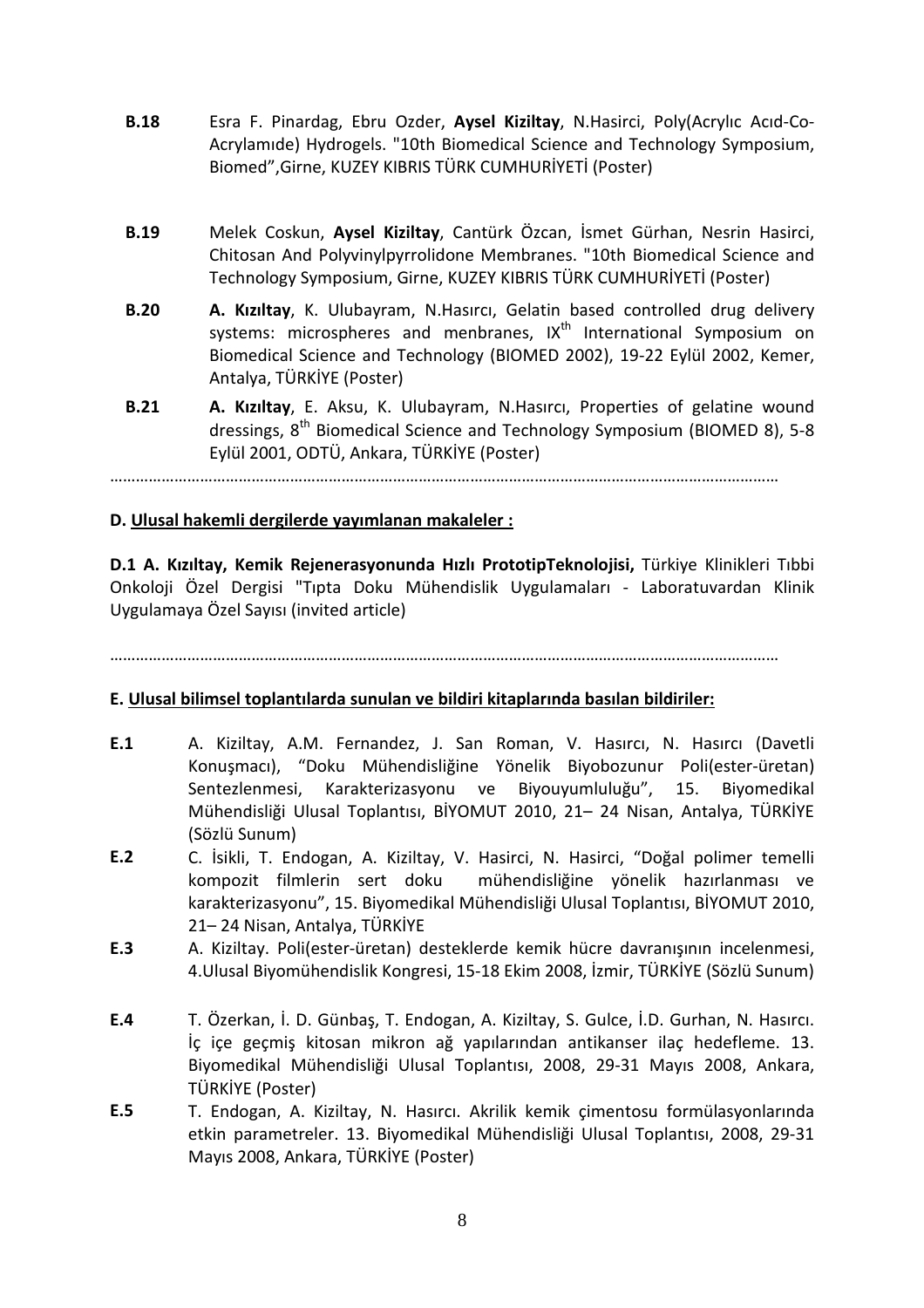**B.18** Esra F. Pinardag, Ebru Ozder, **Aysel Kiziltay**, N.Hasirci, Poly(Acrylıc Acıd-Co-Acrylamıde) Hydrogels. "10th Biomedical Science and Technology Symposium, Biomed",Girne, KUZEY KIBRIS TÜRK CUMHURİYETİ (Poster)

**B.19** Melek Coskun, **Aysel Kiziltay**, Cantürk Özcan, İsmet Gürhan, Nesrin Hasirci, Chitosan And Polyvinylpyrrolidone Membranes. "10th Biomedical Science and Technology Symposium, Girne, KUZEY KIBRIS TÜRK CUMHURİYETİ (Poster)

**B.20** **A. Kızıltay**, K. Ulubayram, N.Hasırcı, Gelatin based controlled drug delivery systems: microspheres and menbranes, IX$^{th}$ International Symposium on Biomedical Science and Technology (BIOMED 2002), 19-22 Eylül 2002, Kemer, Antalya, TÜRKİYE (Poster)

**B.21** **A. Kızıltay**, E. Aksu, K. Ulubayram, N.Hasırcı, Properties of gelatine wound dressings, 8$^{th}$ Biomedical Science and Technology Symposium (BIOMED 8), 5-8 Eylül 2001, ODTÜ, Ankara, TÜRKİYE (Poster)

……………………………………………………………………………………………………………………………………

**D. <u>Ulusal hakemli dergilerde yayımlanan makaleler :</u>**

**D.1 A. Kızıltay, Kemik Rejenerasyonunda Hızlı PrototipTeknolojisi,** Türkiye Klinikleri Tıbbi Onkoloji Özel Dergisi "Tıpta Doku Mühendislik Uygulamaları - Laboratuvardan Klinik Uygulamaya Özel Sayısı (invited article)

……………………………………………………………………………………………………………………………………

**E. <u>Ulusal bilimsel toplantılarda sunulan ve bildiri kitaplarında basılan bildiriler:</u>**

**E.1** A. Kiziltay, A.M. Fernandez, J. San Roman, V. Hasırcı, N. Hasırcı (Davetli Konuşmacı), "Doku Mühendisliğine Yönelik Biyobozunur Poli(ester-üretan) Sentezlenmesi, Karakterizasyonu ve Biyouyumluluğu", 15. Biyomedikal Mühendisliği Ulusal Toplantısı, BİYOMUT 2010, 21– 24 Nisan, Antalya, TÜRKİYE (Sözlü Sunum)

**E.2** C. İsikli, T. Endogan, A. Kiziltay, V. Hasirci, N. Hasirci, "Doğal polimer temelli kompozit filmlerin sert doku mühendisliğine yönelik hazırlanması ve karakterizasyonu", 15. Biyomedikal Mühendisliği Ulusal Toplantısı, BİYOMUT 2010, 21– 24 Nisan, Antalya, TÜRKİYE

**E.3** A. Kiziltay. Poli(ester-üretan) desteklerde kemik hücre davranışının incelenmesi, 4.Ulusal Biyomühendislik Kongresi, 15-18 Ekim 2008, İzmir, TÜRKİYE (Sözlü Sunum)

**E.4** T. Özerkan, İ. D. Günbaş, T. Endogan, A. Kiziltay, S. Gulce, İ.D. Gurhan, N. Hasırcı. İç içe geçmiş kitosan mikron ağ yapılarından antikanser ilaç hedefleme. 13. Biyomedikal Mühendisliği Ulusal Toplantısı, 2008, 29-31 Mayıs 2008, Ankara, TÜRKİYE (Poster)

**E.5** T. Endogan, A. Kiziltay, N. Hasırcı. Akrilik kemik çimentosu formülasyonlarında etkin parametreler. 13. Biyomedikal Mühendisliği Ulusal Toplantısı, 2008, 29-31 Mayıs 2008, Ankara, TÜRKİYE (Poster)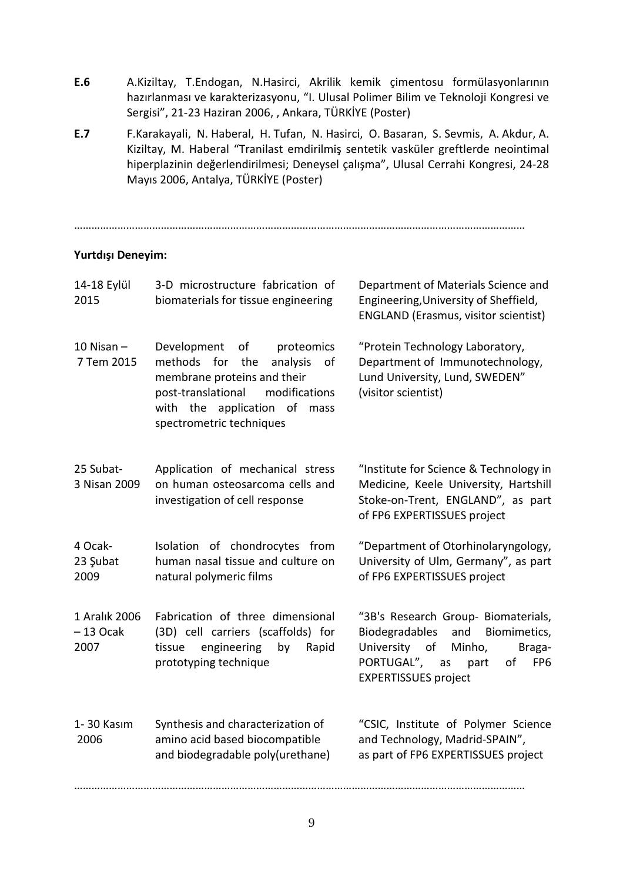**E.6** A.Kiziltay, T.Endogan, N.Hasirci, Akrilik kemik çimentosu formülasyonlarının hazırlanması ve karakterizasyonu, "I. Ulusal Polimer Bilim ve Teknoloji Kongresi ve Sergisi", 21-23 Haziran 2006, , Ankara, TÜRKİYE (Poster)

**E.7** F.Karakayali, N. Haberal, H. Tufan, N. Hasirci, O. Basaran, S. Sevmis, A. Akdur, A. Kiziltay, M. Haberal "Tranilast emdirilmiş sentetik vasküler greftlerde neointimal hiperplazinin değerlendirilmesi; Deneysel çalışma", Ulusal Cerrahi Kongresi, 24-28 Mayıs 2006, Antalya, TÜRKİYE (Poster)

……………………………………………………………………………………………………………………………………

**Yurtdışı Deneyim:**

| | | |
|---|---|---|
| 14-18 Eylül 2015 | 3-D microstructure fabrication of biomaterials for tissue engineering | Department of Materials Science and Engineering,University of Sheffield, ENGLAND (Erasmus, visitor scientist) |
| 10 Nisan – 7 Tem 2015 | Development of proteomics methods for the analysis of membrane proteins and their post-translational modifications with the application of mass spectrometric techniques | "Protein Technology Laboratory, Department of Immunotechnology, Lund University, Lund, SWEDEN" (visitor scientist) |
| 25 Subat- 3 Nisan 2009 | Application of mechanical stress on human osteosarcoma cells and investigation of cell response | "Institute for Science & Technology in Medicine, Keele University, Hartshill Stoke-on-Trent, ENGLAND", as part of FP6 EXPERTISSUES project |
| 4 Ocak- 23 Şubat 2009 | Isolation of chondrocytes from human nasal tissue and culture on natural polymeric films | "Department of Otorhinolaryngology, University of Ulm, Germany", as part of FP6 EXPERTISSUES project |
| 1 Aralık 2006 – 13 Ocak 2007 | Fabrication of three dimensional (3D) cell carriers (scaffolds) for tissue engineering by Rapid prototyping technique | "3B's Research Group- Biomaterials, Biodegradables and Biomimetics, University of Minho, Braga- PORTUGAL", as part of FP6 EXPERTISSUES project |
| 1- 30 Kasım 2006 | Synthesis and characterization of amino acid based biocompatible and biodegradable poly(urethane) | "CSIC, Institute of Polymer Science and Technology, Madrid-SPAIN", as part of FP6 EXPERTISSUES project |

……………………………………………………………………………………………………………………………………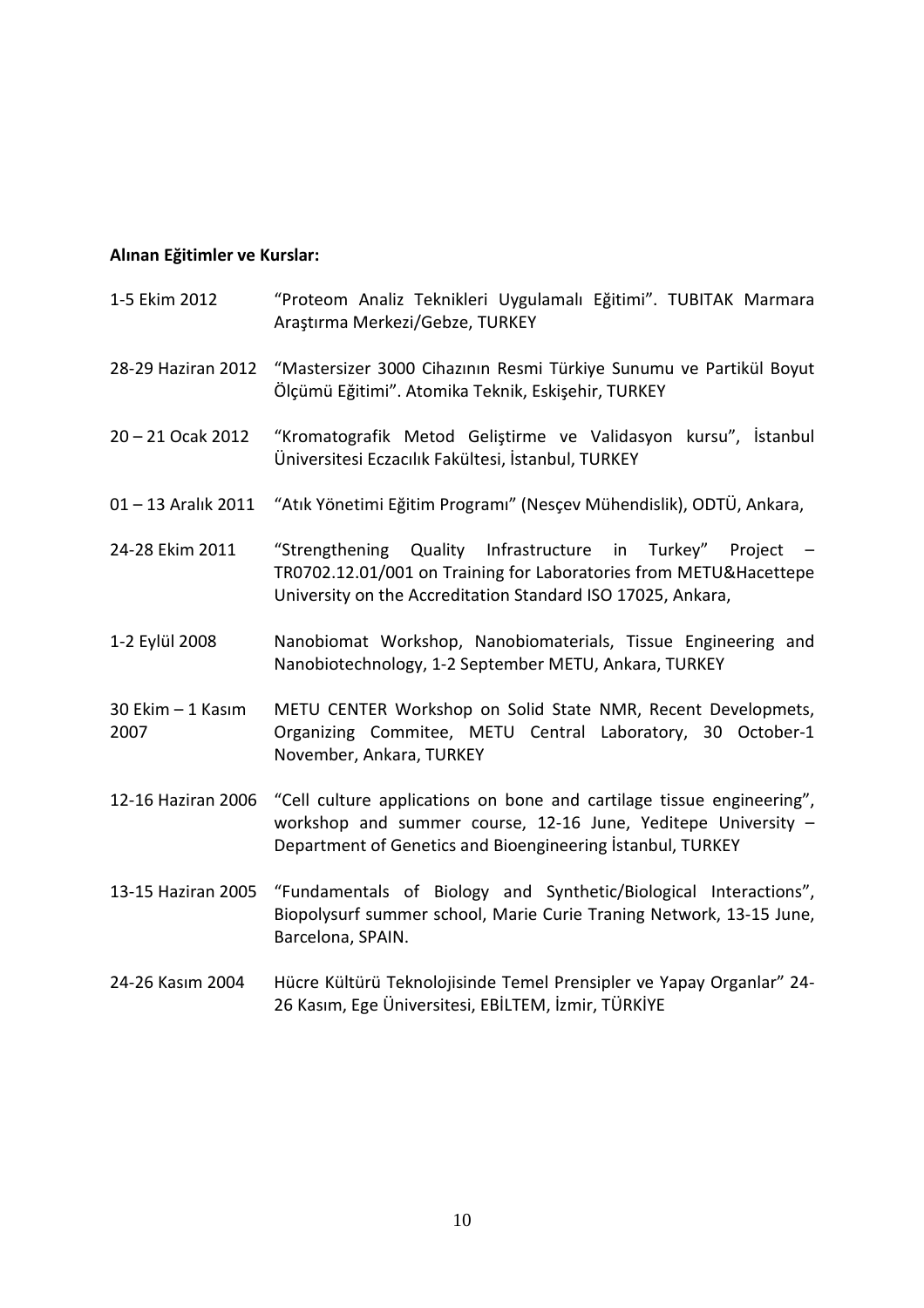**Alınan Eğitimler ve Kurslar:**

| | |
|---|---|
| 1-5 Ekim 2012 | "Proteom Analiz Teknikleri Uygulamalı Eğitimi". TUBITAK Marmara Araştırma Merkezi/Gebze, TURKEY |
| 28-29 Haziran 2012 | "Mastersizer 3000 Cihazının Resmi Türkiye Sunumu ve Partikül Boyut Ölçümü Eğitimi". Atomika Teknik, Eskişehir, TURKEY |
| 20 – 21 Ocak 2012 | "Kromatografik Metod Geliştirme ve Validasyon kursu", İstanbul Üniversitesi Eczacılık Fakültesi, İstanbul, TURKEY |
| 01 – 13 Aralık 2011 | "Atık Yönetimi Eğitim Programı" (Nesçev Mühendislik), ODTÜ, Ankara, |
| 24-28 Ekim 2011 | "Strengthening Quality Infrastructure in Turkey" Project – TR0702.12.01/001 on Training for Laboratories from METU&Hacettepe University on the Accreditation Standard ISO 17025, Ankara, |
| 1-2 Eylül 2008 | Nanobiomat Workshop, Nanobiomaterials, Tissue Engineering and Nanobiotechnology, 1-2 September METU, Ankara, TURKEY |
| 30 Ekim – 1 Kasım 2007 | METU CENTER Workshop on Solid State NMR, Recent Developmets, Organizing Commitee, METU Central Laboratory, 30 October-1 November, Ankara, TURKEY |
| 12-16 Haziran 2006 | "Cell culture applications on bone and cartilage tissue engineering", workshop and summer course, 12-16 June, Yeditepe University – Department of Genetics and Bioengineering İstanbul, TURKEY |
| 13-15 Haziran 2005 | "Fundamentals of Biology and Synthetic/Biological Interactions", Biopolysurf summer school, Marie Curie Traning Network, 13-15 June, Barcelona, SPAIN. |
| 24-26 Kasım 2004 | Hücre Kültürü Teknolojisinde Temel Prensipler ve Yapay Organlar" 24-26 Kasım, Ege Üniversitesi, EBİLTEM, İzmir, TÜRKİYE |